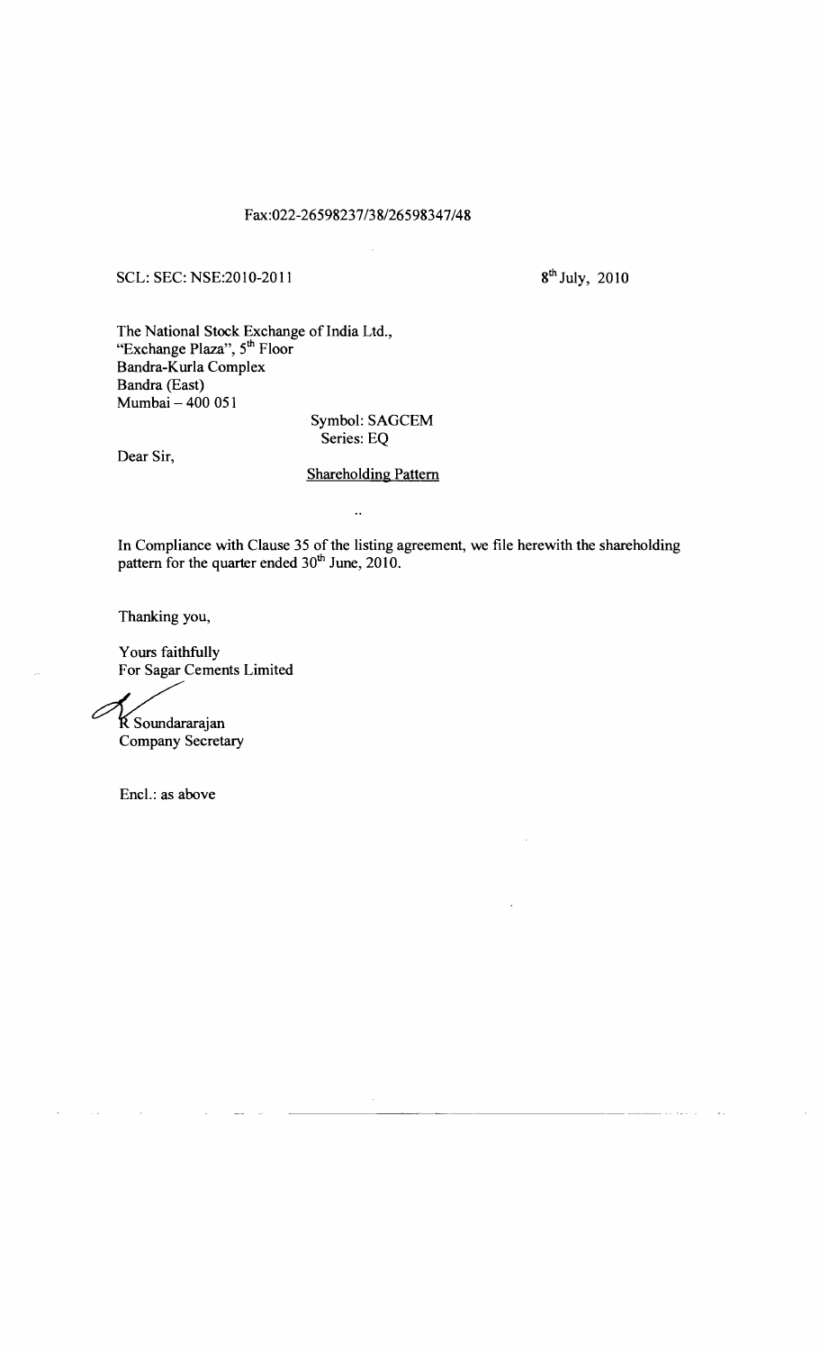Fax:022-26598237/38/26598347/48

SCL: SEC: NSE:2010-2011

8th July, 2010

The National Stock Exchange of India Ltd.,
"Exchange Plaza", 5th Floor
Bandra-Kurla Complex
Bandra (East)
Mumbai – 400 051

Symbol: SAGCEM
Series: EQ

Dear Sir,

Shareholding Pattern

In Compliance with Clause 35 of the listing agreement, we file herewith the shareholding pattern for the quarter ended 30th June, 2010.

Thanking you,

Yours faithfully
For Sagar Cements Limited

R Soundararajan
Company Secretary

Encl.: as above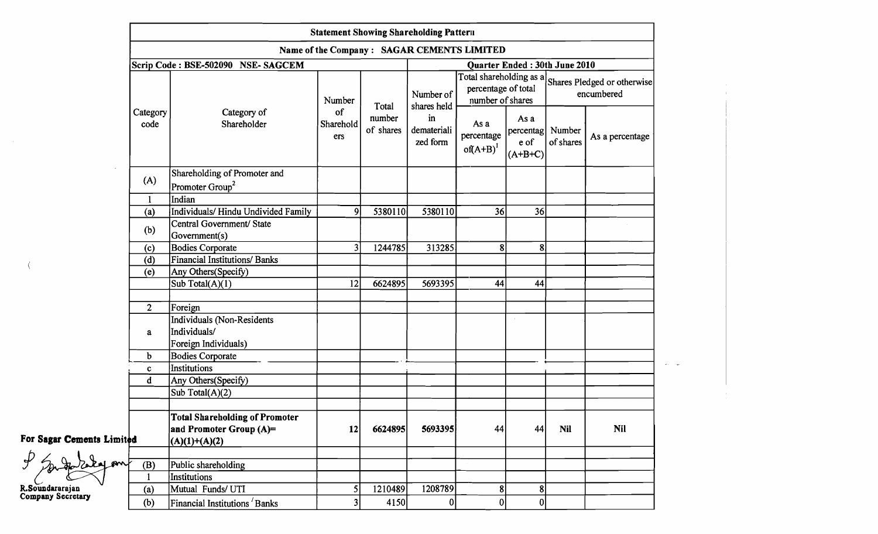| Statement Showing Shareholding Pattern | | | | | | | | |
|---|---|---|---|---|---|---|---|---|
| Name of the Company : SAGAR CEMENTS LIMITED | | | | | | | | |
| Scrip Code : BSE-502090 NSE- SAGCEM | | | | | Quarter Ended : 30th June 2010 | | | |
| Category code | Category of Shareholder | Number of Shareholders | Total number of shares | Number of shares held in dematerialized form | Total shareholding as a percentage of total number of shares | | Shares Pledged or otherwise encumbered | |
| | | | | | As a percentage of(A+B)[1] | As a percentage of (A+B+C) | Number of shares | As a percentage |
| (A) | Shareholding of Promoter and Promoter Group[2] | | | | | | | |
| 1 | Indian | | | | | | | |
| (a) | Individuals/ Hindu Undivided Family | 9 | 5380110 | 5380110 | 36 | 36 | | |
| (b) | Central Government/ State Government(s) | | | | | | | |
| (c) | Bodies Corporate | 3 | 1244785 | 313285 | 8 | 8 | | |
| (d) | Financial Institutions/ Banks | | | | | | | |
| (e) | Any Others(Specify) | | | | | | | |
| | Sub Total(A)(1) | 12 | 6624895 | 5693395 | 44 | 44 | | |
| | | | | | | | | |
| 2 | Foreign | | | | | | | |
| a | Individuals (Non-Residents Individuals/ Foreign Individuals) | | | | | | | |
| b | Bodies Corporate | | | | | | | |
| c | Institutions | | | | | | | |
| d | Any Others(Specify) | | | | | | | |
| | Sub Total(A)(2) | | | | | | | |
| | | | | | | | | |
| | **Total Shareholding of Promoter and Promoter Group (A)= (A)(1)+(A)(2)** | **12** | **6624895** | **5693395** | 44 | 44 | **Nil** | **Nil** |
| | | | | | | | | |
| (B) | Public shareholding | | | | | | | |
| 1 | Institutions | | | | | | | |
| (a) | Mutual Funds/ UTI | 5 | 1210489 | 1208789 | 8 | 8 | | |
| (b) | Financial Institutions / Banks | 3 | 4150 | 0 | 0 | 0 | | |

**For Sagar Cements Limited**

R.Soundararajan
Company Secretary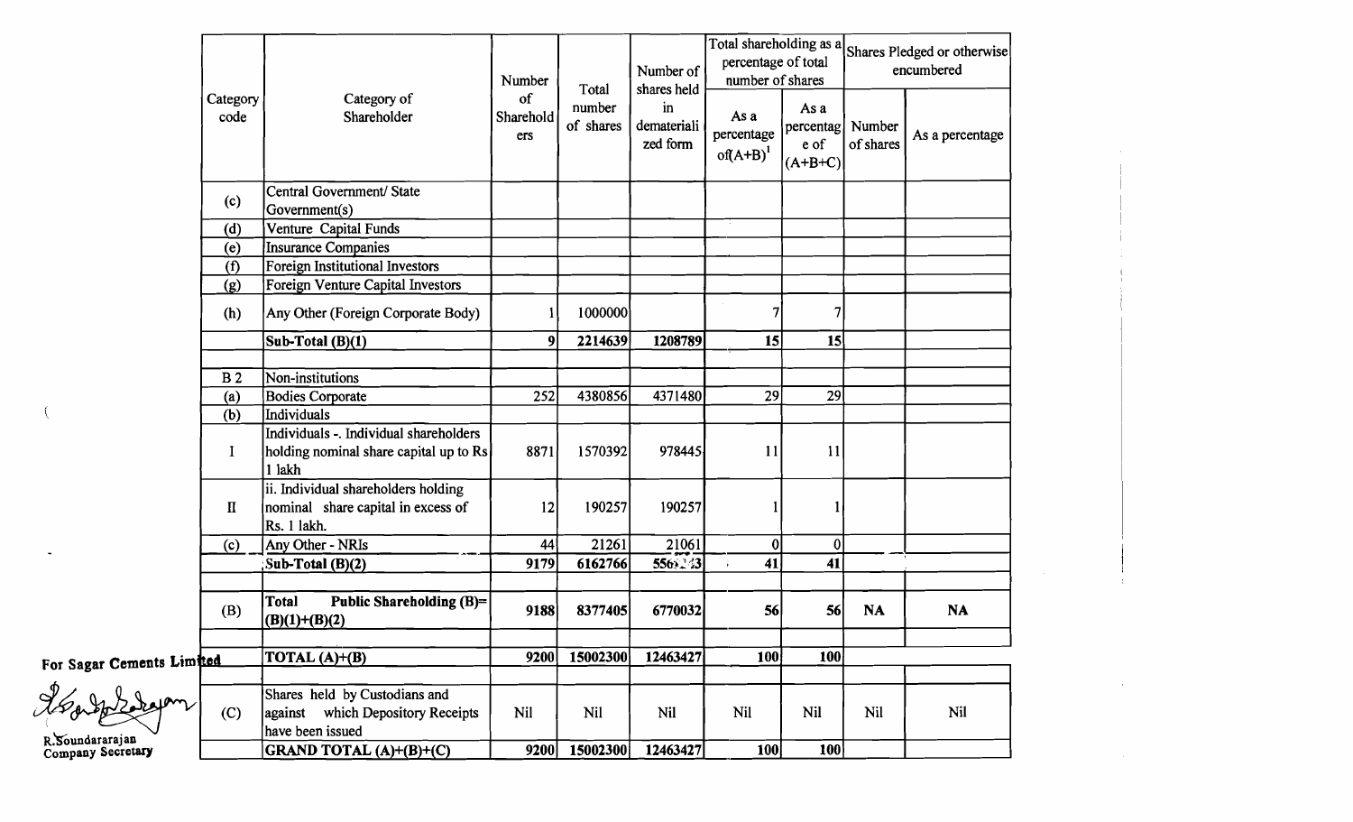| Category code | Category of Shareholder | Number of Shareholders | Total number of shares | Number of shares held in dematerialized form | Total shareholding as a percentage of total number of shares | | Shares Pledged or otherwise encumbered | |
|---|---|---|---|---|---|---|---|---|
| | | | | | As a percentage of(A+B)[1] | As a percentage of (A+B+C) | Number of shares | As a percentage |
| (c) | Central Government/ State Government(s) | | | | | | | |
| (d) | Venture Capital Funds | | | | | | | |
| (e) | Insurance Companies | | | | | | | |
| (f) | Foreign Institutional Investors | | | | | | | |
| (g) | Foreign Venture Capital Investors | | | | | | | |
| (h) | Any Other (Foreign Corporate Body) | 1 | 1000000 | | 7 | 7 | | |
| | **Sub-Total (B)(1)** | **9** | **2214639** | **1208789** | **15** | **15** | | |
| | | | | | | | | |
| B 2 | Non-institutions | | | | | | | |
| (a) | Bodies Corporate | 252 | 4380856 | 4371480 | 29 | 29 | | |
| (b) | Individuals | | | | | | | |
| I | Individuals -. Individual shareholders holding nominal share capital up to Rs 1 lakh | 8871 | 1570392 | 978445 | 11 | 11 | | |
| II | ii. Individual shareholders holding nominal share capital in excess of Rs. 1 lakh. | 12 | 190257 | 190257 | 1 | 1 | | |
| (c) | Any Other - NRIs | 44 | 21261 | 21061 | 0 | 0 | | |
| | **Sub-Total (B)(2)** | **9179** | **6162766** | **5561243** | **41** | **41** | | |
| | | | | | | | | |
| (B) | **Total Public Shareholding (B)= (B)(1)+(B)(2)** | **9188** | **8377405** | **6770032** | **56** | **56** | **NA** | **NA** |
| | | | | | | | | |
| | **TOTAL (A)+(B)** | **9200** | **15002300** | **12463427** | **100** | **100** | | |
| | | | | | | | | |
| (C) | Shares held by Custodians and against which Depository Receipts have been issued | Nil | Nil | Nil | Nil | Nil | Nil | Nil |
| | **GRAND TOTAL (A)+(B)+(C)** | **9200** | **15002300** | **12463427** | **100** | **100** | | |

**For Sagar Cements Limited**

R.Soundararajan
Company Secretary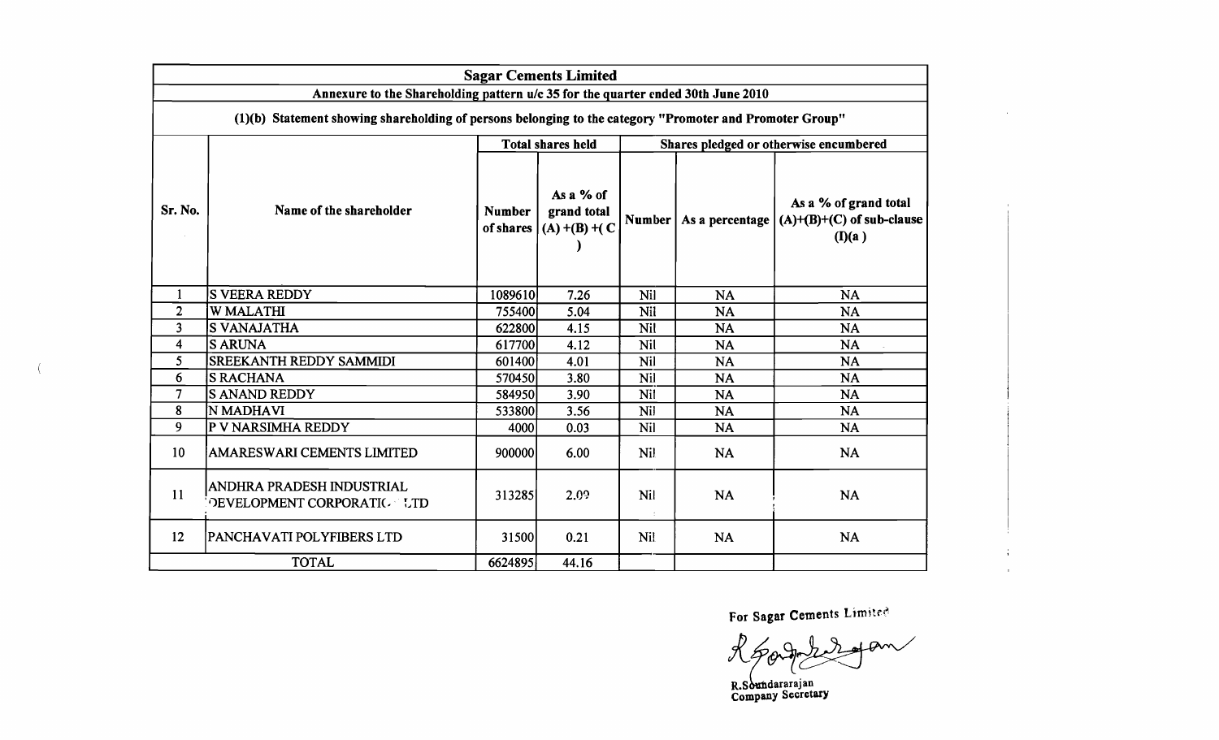# Sagar Cements Limited

## Annexure to the Shareholding pattern u/c 35 for the quarter ended 30th June 2010

### (1)(b) Statement showing shareholding of persons belonging to the category "Promoter and Promoter Group"

| Sr. No. | Name of the shareholder | Total shares held | | Shares pledged or otherwise encumbered | | |
|---|---|---|---|---|---|---|
| | | Number of shares | As a % of grand total (A) +(B) +( C ) | Number | As a percentage | As a % of grand total (A)+(B)+(C) of sub-clause (I)(a ) |
| 1 | S VEERA REDDY | 1089610 | 7.26 | Nil | NA | NA |
| 2 | W MALATHI | 755400 | 5.04 | Nil | NA | NA |
| 3 | S VANAJATHA | 622800 | 4.15 | Nil | NA | NA |
| 4 | S ARUNA | 617700 | 4.12 | Nil | NA | NA |
| 5 | SREEKANTH REDDY SAMMIDI | 601400 | 4.01 | Nil | NA | NA |
| 6 | S RACHANA | 570450 | 3.80 | Nil | NA | NA |
| 7 | S ANAND REDDY | 584950 | 3.90 | Nil | NA | NA |
| 8 | N MADHAVI | 533800 | 3.56 | Nil | NA | NA |
| 9 | P V NARSIMHA REDDY | 4000 | 0.03 | Nil | NA | NA |
| 10 | AMARESWARI CEMENTS LIMITED | 900000 | 6.00 | Nil | NA | NA |
| 11 | ANDHRA PRADESH INDUSTRIAL DEVELOPMENT CORPORATION LTD | 313285 | 2.09 | Nil | NA | NA |
| 12 | PANCHAVATI POLYFIBERS LTD | 31500 | 0.21 | Nil | NA | NA |
| | TOTAL | 6624895 | 44.16 | | | |

For Sagar Cements Limited

R.Soundararajan
Company Secretary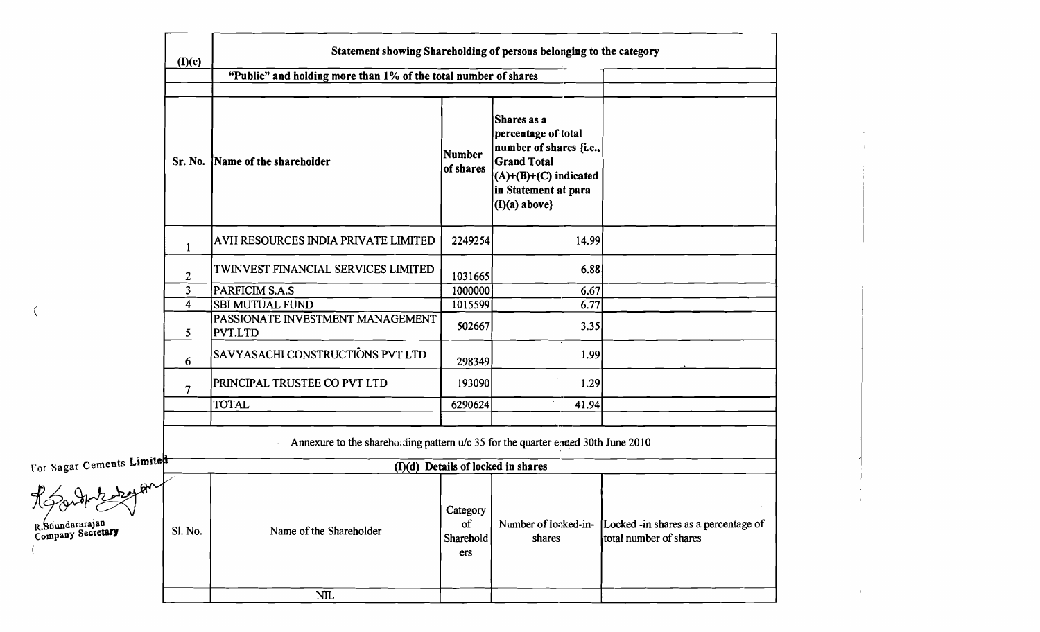| (I)(c) | Statement showing Shareholding of persons belonging to the category | | | |
|---|---|---|---|---|
| | "Public" and holding more than 1% of the total number of shares | | | |
| Sr. No. | Name of the shareholder | Number of shares | Shares as a percentage of total number of shares {i.e., Grand Total (A)+(B)+(C) indicated in Statement at para (I)(a) above} | |
| 1 | AVH RESOURCES INDIA PRIVATE LIMITED | 2249254 | 14.99 | |
| 2 | TWINVEST FINANCIAL SERVICES LIMITED | 1031665 | 6.88 | |
| 3 | PARFICIM S.A.S | 1000000 | 6.67 | |
| 4 | SBI MUTUAL FUND | 1015599 | 6.77 | |
| 5 | PASSIONATE INVESTMENT MANAGEMENT PVT.LTD | 502667 | 3.35 | |
| 6 | SAVYASACHI CONSTRUCTÎONS PVT LTD | 298349 | 1.99 | |
| 7 | PRINCIPAL TRUSTEE CO PVT LTD | 193090 | 1.29 | |
| | TOTAL | 6290624 | 41.94 | |

Annexure to the shareholding pattern u/c 35 for the quarter ended 30th June 2010

**(I)(d) Details of locked in shares**

| Sl. No. | Name of the Shareholder | Category of Shareholders | Number of locked-in-shares | Locked -in shares as a percentage of total number of shares |
|---|---|---|---|---|
| | NIL | | | |

For Sagar Cements Limited

R.Soundararajan
Company Secretary